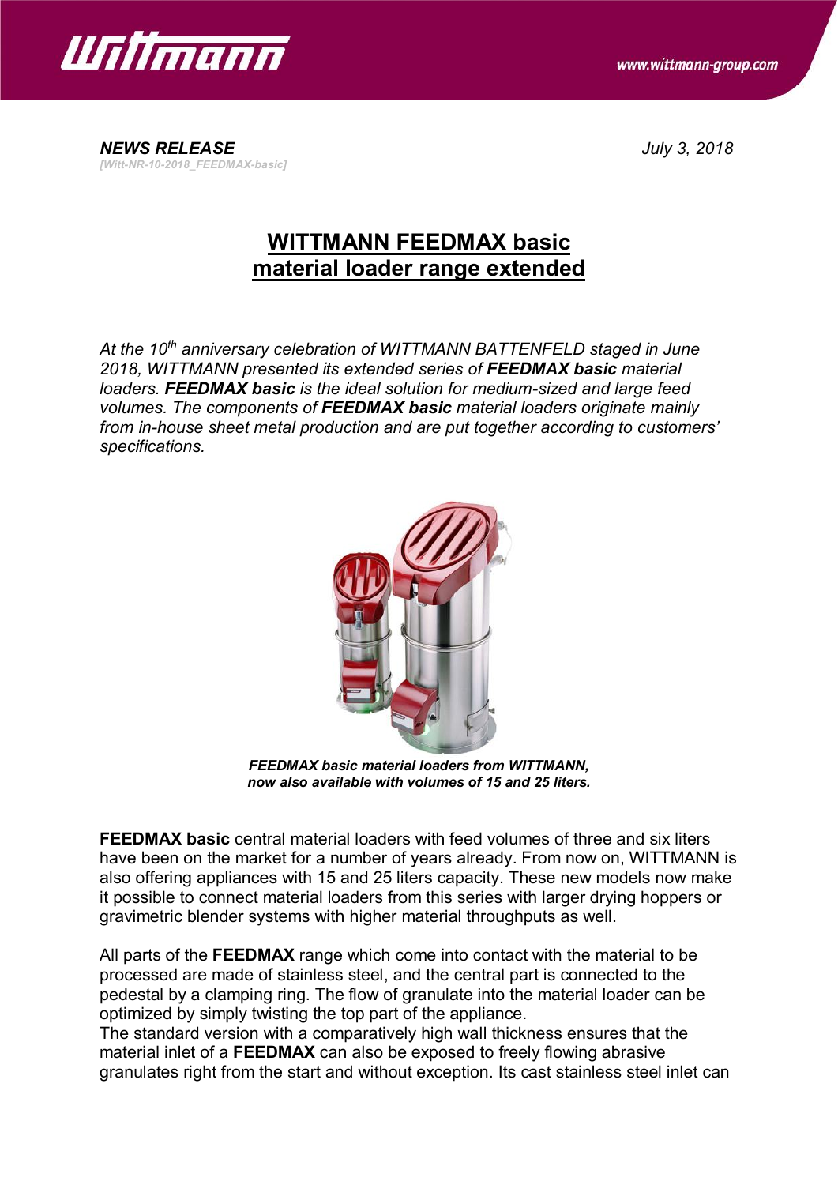**NEWS RELEASE** *July 3, 2018*

*[Witt-NR-10-2018_FEEDMAX-basic]*

# WITTMANN FEEDMAX basic material loader range extended

*At the 10th anniversary celebration of WITTMANN BATTENFELD staged in June 2018, WITTMANN presented its extended series of **FEEDMAX basic** material loaders. **FEEDMAX basic** is the ideal solution for medium-sized and large feed volumes. The components of **FEEDMAX basic** material loaders originate mainly from in-house sheet metal production and are put together according to customers' specifications.*

***FEEDMAX basic material loaders from WITTMANN, now also available with volumes of 15 and 25 liters.***

**FEEDMAX basic** central material loaders with feed volumes of three and six liters have been on the market for a number of years already. From now on, WITTMANN is also offering appliances with 15 and 25 liters capacity. These new models now make it possible to connect material loaders from this series with larger drying hoppers or gravimetric blender systems with higher material throughputs as well.

All parts of the **FEEDMAX** range which come into contact with the material to be processed are made of stainless steel, and the central part is connected to the pedestal by a clamping ring. The flow of granulate into the material loader can be optimized by simply twisting the top part of the appliance.
The standard version with a comparatively high wall thickness ensures that the material inlet of a **FEEDMAX** can also be exposed to freely flowing abrasive granulates right from the start and without exception. Its cast stainless steel inlet can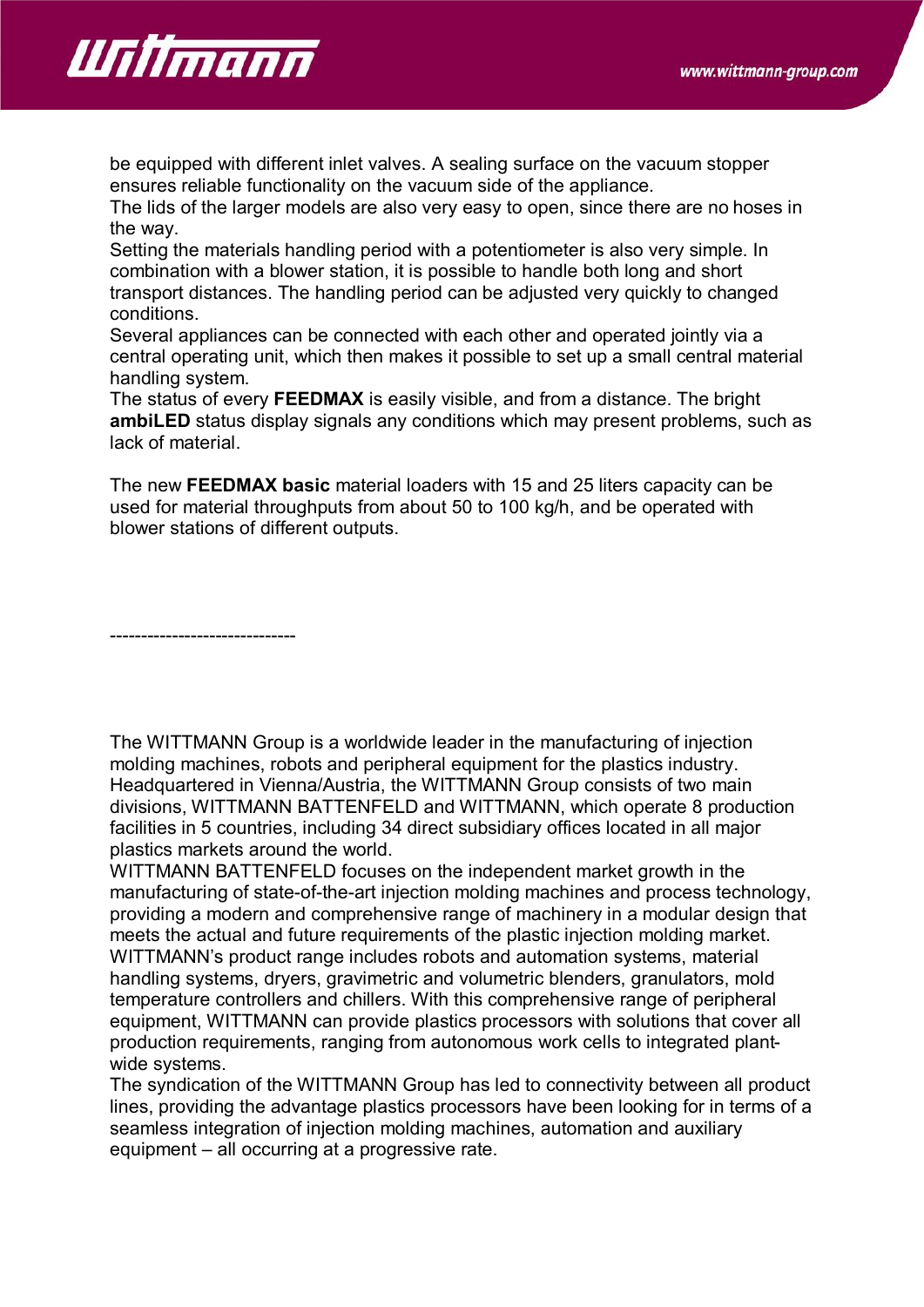be equipped with different inlet valves. A sealing surface on the vacuum stopper ensures reliable functionality on the vacuum side of the appliance.
The lids of the larger models are also very easy to open, since there are no hoses in the way.
Setting the materials handling period with a potentiometer is also very simple. In combination with a blower station, it is possible to handle both long and short transport distances. The handling period can be adjusted very quickly to changed conditions.
Several appliances can be connected with each other and operated jointly via a central operating unit, which then makes it possible to set up a small central material handling system.
The status of every **FEEDMAX** is easily visible, and from a distance. The bright **ambiLED** status display signals any conditions which may present problems, such as lack of material.

The new **FEEDMAX basic** material loaders with 15 and 25 liters capacity can be used for material throughputs from about 50 to 100 kg/h, and be operated with blower stations of different outputs.

------------------------------

The WITTMANN Group is a worldwide leader in the manufacturing of injection molding machines, robots and peripheral equipment for the plastics industry. Headquartered in Vienna/Austria, the WITTMANN Group consists of two main divisions, WITTMANN BATTENFELD and WITTMANN, which operate 8 production facilities in 5 countries, including 34 direct subsidiary offices located in all major plastics markets around the world.
WITTMANN BATTENFELD focuses on the independent market growth in the manufacturing of state-of-the-art injection molding machines and process technology, providing a modern and comprehensive range of machinery in a modular design that meets the actual and future requirements of the plastic injection molding market.
WITTMANN's product range includes robots and automation systems, material handling systems, dryers, gravimetric and volumetric blenders, granulators, mold temperature controllers and chillers. With this comprehensive range of peripheral equipment, WITTMANN can provide plastics processors with solutions that cover all production requirements, ranging from autonomous work cells to integrated plant-wide systems.
The syndication of the WITTMANN Group has led to connectivity between all product lines, providing the advantage plastics processors have been looking for in terms of a seamless integration of injection molding machines, automation and auxiliary equipment – all occurring at a progressive rate.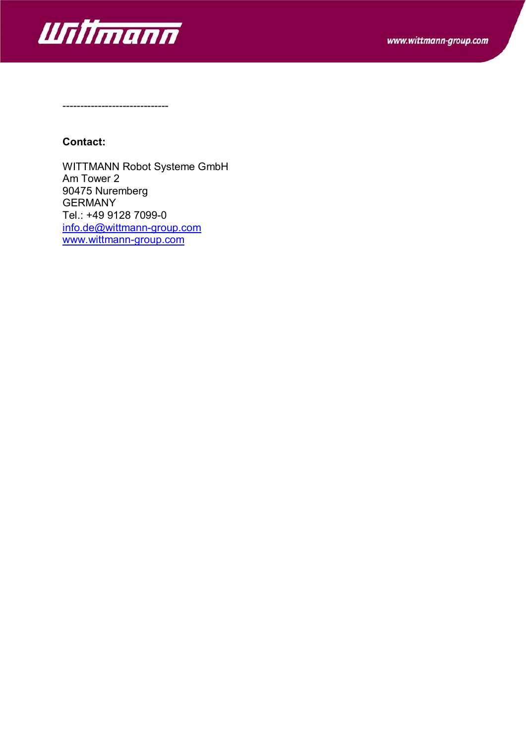------------------------------

**Contact:**

WITTMANN Robot Systeme GmbH  
Am Tower 2  
90475 Nuremberg  
GERMANY  
Tel.: +49 9128 7099-0  
info.de@wittmann-group.com  
www.wittmann-group.com